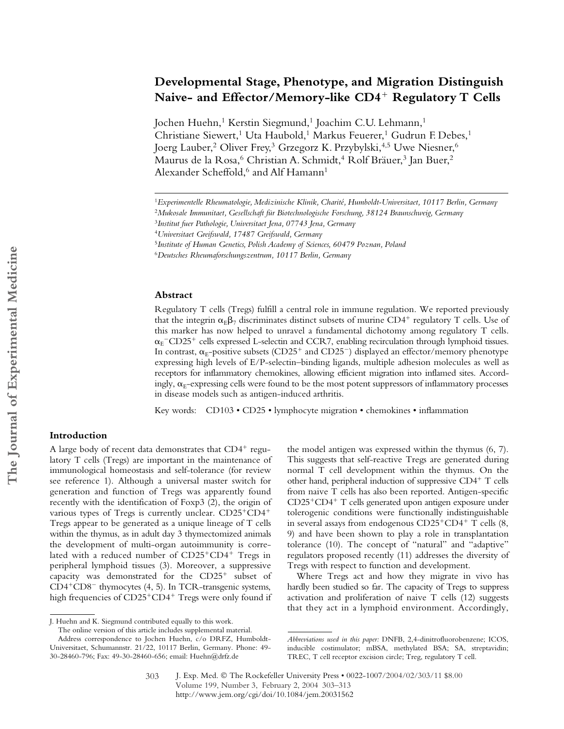# Developmental Stage, Phenotype, and Migration Distinguish Naive- and Effector/Memory-like CD4$^+$ Regulatory T Cells

Jochen Huehn,[1] Kerstin Siegmund,[1] Joachim C.U. Lehmann,[1] Christiane Siewert,[1] Uta Haubold,[1] Markus Feuerer,[1] Gudrun F. Debes,[1] Joerg Lauber,[2] Oliver Frey,[3] Grzegorz K. Przybylski,[4,5] Uwe Niesner,[6] Maurus de la Rosa,[6] Christian A. Schmidt,[4] Rolf Bräuer,[3] Jan Buer,[2] Alexander Scheffold,[6] and Alf Hamann[1]

[1]*Experimentelle Rheumatologie, Medizinische Klinik, Charité, Humboldt-Universitaet, 10117 Berlin, Germany*
[2]*Mukosale Immunitaet, Gesellschaft für Biotechnologische Forschung, 38124 Braunschweig, Germany*
[3]*Institut fuer Pathologie, Universitaet Jena, 07743 Jena, Germany*
[4]*Universitaet Greifswald, 17487 Greifswald, Germany*
[5]*Institute of Human Genetics, Polish Academy of Sciences, 60479 Poznan, Poland*
[6]*Deutsches Rheumaforschungszentrum, 10117 Berlin, Germany*

## Abstract

Regulatory T cells (Tregs) fulfill a central role in immune regulation. We reported previously that the integrin $\alpha_E\beta_7$ discriminates distinct subsets of murine CD4$^+$ regulatory T cells. Use of this marker has now helped to unravel a fundamental dichotomy among regulatory T cells. $\alpha_E^-$CD25$^+$ cells expressed L-selectin and CCR7, enabling recirculation through lymphoid tissues. In contrast, $\alpha_E$-positive subsets (CD25$^+$ and CD25$^-$) displayed an effector/memory phenotype expressing high levels of E/P-selectin–binding ligands, multiple adhesion molecules as well as receptors for inflammatory chemokines, allowing efficient migration into inflamed sites. Accordingly, $\alpha_E$-expressing cells were found to be the most potent suppressors of inflammatory processes in disease models such as antigen-induced arthritis.

Key words: CD103 • CD25 • lymphocyte migration • chemokines • inflammation

## Introduction

A large body of recent data demonstrates that CD4$^+$ regulatory T cells (Tregs) are important in the maintenance of immunological homeostasis and self-tolerance (for review see reference 1). Although a universal master switch for generation and function of Tregs was apparently found recently with the identification of Foxp3 (2), the origin of various types of Tregs is currently unclear. CD25$^+$CD4$^+$ Tregs appear to be generated as a unique lineage of T cells within the thymus, as in adult day 3 thymectomized animals the development of multi-organ autoimmunity is correlated with a reduced number of CD25$^+$CD4$^+$ Tregs in peripheral lymphoid tissues (3). Moreover, a suppressive capacity was demonstrated for the CD25$^+$ subset of CD4$^+$CD8$^-$ thymocytes (4, 5). In TCR-transgenic systems, high frequencies of CD25$^+$CD4$^+$ Tregs were only found if the model antigen was expressed within the thymus (6, 7). This suggests that self-reactive Tregs are generated during normal T cell development within the thymus. On the other hand, peripheral induction of suppressive CD4$^+$ T cells from naive T cells has also been reported. Antigen-specific CD25$^+$CD4$^+$ T cells generated upon antigen exposure under tolerogenic conditions were functionally indistinguishable in several assays from endogenous CD25$^+$CD4$^+$ T cells (8, 9) and have been shown to play a role in transplantation tolerance (10). The concept of "natural" and "adaptive" regulators proposed recently (11) addresses the diversity of Tregs with respect to function and development.

Where Tregs act and how they migrate in vivo has hardly been studied so far. The capacity of Tregs to suppress activation and proliferation of naive T cells (12) suggests that they act in a lymphoid environment. Accordingly,

---

J. Huehn and K. Siegmund contributed equally to this work.
The online version of this article includes supplemental material.
Address correspondence to Jochen Huehn, c/o DRFZ, Humboldt-Universitaet, Schumannstr. 21/22, 10117 Berlin, Germany. Phone: 49-30-28460-796; Fax: 49-30-28460-656; email: Huehn@drfz.de

*Abbreviations used in this paper:* DNFB, 2,4-dinitrofluorobenzene; ICOS, inducible costimulator; mBSA, methylated BSA; SA, streptavidin; TREC, T cell receptor excision circle; Treg, regulatory T cell.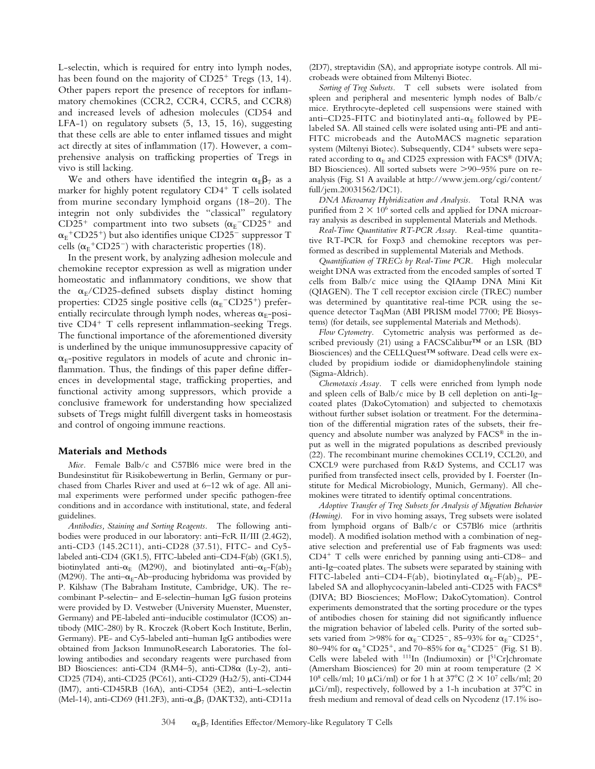L-selectin, which is required for entry into lymph nodes, has been found on the majority of $CD25^+$ Tregs (13, 14). Other papers report the presence of receptors for inflammatory chemokines (CCR2, CCR4, CCR5, and CCR8) and increased levels of adhesion molecules (CD54 and LFA-1) on regulatory subsets (5, 13, 15, 16), suggesting that these cells are able to enter inflamed tissues and might act directly at sites of inflammation (17). However, a comprehensive analysis on trafficking properties of Tregs in vivo is still lacking.

We and others have identified the integrin $\alpha_E\beta_7$ as a marker for highly potent regulatory $CD4^+$ T cells isolated from murine secondary lymphoid organs (18–20). The integrin not only subdivides the "classical" regulatory $CD25^+$ compartment into two subsets ($\alpha_E^-CD25^+$ and $\alpha_E^+CD25^+$) but also identifies unique $CD25^-$ suppressor T cells ($\alpha_E^+CD25^-$) with characteristic properties (18).

In the present work, by analyzing adhesion molecule and chemokine receptor expression as well as migration under homeostatic and inflammatory conditions, we show that the $\alpha_E$/CD25-defined subsets display distinct homing properties: CD25 single positive cells ($\alpha_E^-CD25^+$) preferentially recirculate through lymph nodes, whereas $\alpha_E$-positive $CD4^+$ T cells represent inflammation-seeking Tregs. The functional importance of the aforementioned diversity is underlined by the unique immunosuppressive capacity of $\alpha_E$-positive regulators in models of acute and chronic inflammation. Thus, the findings of this paper define differences in developmental stage, trafficking properties, and functional activity among suppressors, which provide a conclusive framework for understanding how specialized subsets of Tregs might fulfill divergent tasks in homeostasis and control of ongoing immune reactions.

## Materials and Methods

*Mice.* Female Balb/c and C57Bl6 mice were bred in the Bundesinstitut für Risikobewertung in Berlin, Germany or purchased from Charles River and used at 6–12 wk of age. All animal experiments were performed under specific pathogen-free conditions and in accordance with institutional, state, and federal guidelines.

*Antibodies, Staining and Sorting Reagents.* The following antibodies were produced in our laboratory: anti–FcR II/III (2.4G2), anti-CD3 (145.2C11), anti-CD28 (37.51), FITC- and Cy5-labeled anti-CD4 (GK1.5), FITC-labeled anti–CD4-F(ab) (GK1.5), biotinylated anti-$\alpha_E$ (M290), and biotinylated anti–$\alpha_E$-F(ab)$_2$ (M290). The anti–$\alpha_E$-Ab–producing hybridoma was provided by P. Kilshaw (The Babraham Institute, Cambridge, UK). The recombinant P-selectin– and E-selectin–human IgG fusion proteins were provided by D. Vestweber (University Muenster, Muenster, Germany) and PE-labeled anti–inducible costimulator (ICOS) antibody (MIC-280) by R. Kroczek (Robert Koch Institute, Berlin, Germany). PE- and Cy5-labeled anti–human IgG antibodies were obtained from Jackson ImmunoResearch Laboratories. The following antibodies and secondary reagents were purchased from BD Biosciences: anti-CD4 (RM4–5), anti-CD8α (Ly-2), anti-CD25 (7D4), anti-CD25 (PC61), anti-CD29 (Ha2/5), anti-CD44 (IM7), anti-CD45RB (16A), anti-CD54 (3E2), anti–L-selectin (Mel-14), anti-CD69 (H1.2F3), anti-$\alpha_4\beta_7$ (DAKT32), anti-CD11a (2D7), streptavidin (SA), and appropriate isotype controls. All microbeads were obtained from Miltenyi Biotec.

*Sorting of Treg Subsets.* T cell subsets were isolated from spleen and peripheral and mesenteric lymph nodes of Balb/c mice. Erythrocyte-depleted cell suspensions were stained with anti–CD25-FITC and biotinylated anti-$\alpha_E$ followed by PE-labeled SA. All stained cells were isolated using anti-PE and anti-FITC microbeads and the AutoMACS magnetic separation system (Miltenyi Biotec). Subsequently, $CD4^+$ subsets were separated according to $\alpha_E$ and CD25 expression with FACS® (DIVA; BD Biosciences). All sorted subsets were >90–95% pure on reanalysis (Fig. S1 A available at http://www.jem.org/cgi/content/full/jem.20031562/DC1).

*DNA Microarray Hybridization and Analysis.* Total RNA was purified from $2 \times 10^6$ sorted cells and applied for DNA microarray analysis as described in supplemental Materials and Methods.

*Real-Time Quantitative RT-PCR Assay.* Real-time quantitative RT-PCR for Foxp3 and chemokine receptors was performed as described in supplemental Materials and Methods.

*Quantification of TRECs by Real-Time PCR.* High molecular weight DNA was extracted from the encoded samples of sorted T cells from Balb/c mice using the QIAamp DNA Mini Kit (QIAGEN). The T cell receptor excision circle (TREC) number was determined by quantitative real-time PCR using the sequence detector TaqMan (ABI PRISM model 7700; PE Biosystems) (for details, see supplemental Materials and Methods).

*Flow Cytometry.* Cytometric analysis was performed as described previously (21) using a FACSCalibur™ or an LSR (BD Biosciences) and the CELLQuest™ software. Dead cells were excluded by propidium iodide or diamidophenylindole staining (Sigma-Aldrich).

*Chemotaxis Assay.* T cells were enriched from lymph node and spleen cells of Balb/c mice by B cell depletion on anti-Ig–coated plates (DakoCytomation) and subjected to chemotaxis without further subset isolation or treatment. For the determination of the differential migration rates of the subsets, their frequency and absolute number was analyzed by FACS® in the input as well in the migrated populations as described previously (22). The recombinant murine chemokines CCL19, CCL20, and CXCL9 were purchased from R&D Systems, and CCL17 was purified from transfected insect cells, provided by I. Foerster (Institute for Medical Microbiology, Munich, Germany). All chemokines were titrated to identify optimal concentrations.

*Adoptive Transfer of Treg Subsets for Analysis of Migration Behavior (Homing).* For in vivo homing assays, Treg subsets were isolated from lymphoid organs of Balb/c or C57Bl6 mice (arthritis model). A modified isolation method with a combination of negative selection and preferential use of Fab fragments was used: $CD4^+$ T cells were enriched by panning using anti-CD8– and anti-Ig–coated plates. The subsets were separated by staining with FITC-labeled anti–CD4-F(ab), biotinylated $\alpha_E$-F(ab)$_2$, PE-labeled SA and allophycocyanin-labeled anti-CD25 with FACS® (DIVA; BD Biosciences; MoFlow; DakoCytomation). Control experiments demonstrated that the sorting procedure or the types of antibodies chosen for staining did not significantly influence the migration behavior of labeled cells. Purity of the sorted subsets varied from >98% for $\alpha_E^-CD25^-$, 85–93% for $\alpha_E^-CD25^+$, 80–94% for $\alpha_E^+CD25^+$, and 70–85% for $\alpha_E^+CD25^-$ (Fig. S1 B). Cells were labeled with $^{111}$In (Indiumoxin) or [$^{51}$Cr]chromate (Amersham Biosciences) for 20 min at room temperature ($2 \times 10^8$ cells/ml; 10 μCi/ml) or for 1 h at 37°C ($2 \times 10^7$ cells/ml; 20 μCi/ml), respectively, followed by a 1-h incubation at 37°C in fresh medium and removal of dead cells on Nycodenz (17.1% iso-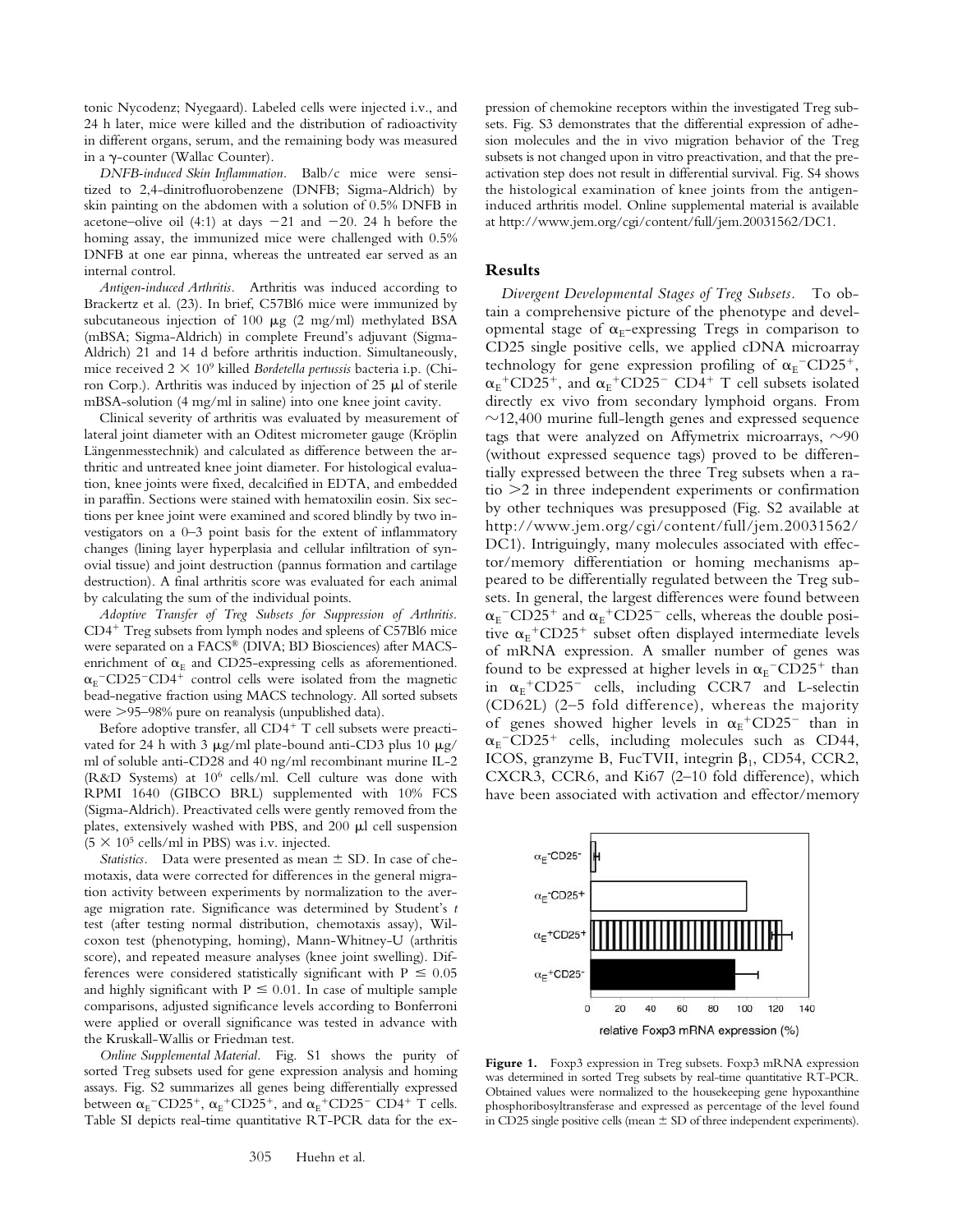tonic Nycodenz; Nyegaard). Labeled cells were injected i.v., and 24 h later, mice were killed and the distribution of radioactivity in different organs, serum, and the remaining body was measured in a $\gamma$-counter (Wallac Counter).

*DNFB-induced Skin Inflammation.* Balb/c mice were sensitized to 2,4-dinitrofluorobenzene (DNFB; Sigma-Aldrich) by skin painting on the abdomen with a solution of 0.5% DNFB in acetone–olive oil (4:1) at days $-21$ and $-20$. 24 h before the homing assay, the immunized mice were challenged with 0.5% DNFB at one ear pinna, whereas the untreated ear served as an internal control.

*Antigen-induced Arthritis.* Arthritis was induced according to Brackertz et al. (23). In brief, C57Bl6 mice were immunized by subcutaneous injection of 100 $\mu$g (2 mg/ml) methylated BSA (mBSA; Sigma-Aldrich) in complete Freund's adjuvant (Sigma-Aldrich) 21 and 14 d before arthritis induction. Simultaneously, mice received $2 \times 10^9$ killed *Bordetella pertussis* bacteria i.p. (Chiron Corp.). Arthritis was induced by injection of 25 $\mu$l of sterile mBSA-solution (4 mg/ml in saline) into one knee joint cavity.

Clinical severity of arthritis was evaluated by measurement of lateral joint diameter with an Oditest micrometer gauge (Kröplin Längenmesstechnik) and calculated as difference between the arthritic and untreated knee joint diameter. For histological evaluation, knee joints were fixed, decalcified in EDTA, and embedded in paraffin. Sections were stained with hematoxilin eosin. Six sections per knee joint were examined and scored blindly by two investigators on a 0–3 point basis for the extent of inflammatory changes (lining layer hyperplasia and cellular infiltration of synovial tissue) and joint destruction (pannus formation and cartilage destruction). A final arthritis score was evaluated for each animal by calculating the sum of the individual points.

*Adoptive Transfer of Treg Subsets for Suppression of Arthritis.* $CD4^+$ Treg subsets from lymph nodes and spleens of C57Bl6 mice were separated on a FACS® (DIVA; BD Biosciences) after MACS-enrichment of $\alpha_E$ and CD25-expressing cells as aforementioned. $\alpha_E^-CD25^-CD4^+$ control cells were isolated from the magnetic bead-negative fraction using MACS technology. All sorted subsets were >95–98% pure on reanalysis (unpublished data).

Before adoptive transfer, all $CD4^+$ T cell subsets were preactivated for 24 h with 3 $\mu$g/ml plate-bound anti-CD3 plus 10 $\mu$g/ml of soluble anti-CD28 and 40 ng/ml recombinant murine IL-2 (R&D Systems) at $10^6$ cells/ml. Cell culture was done with RPMI 1640 (GIBCO BRL) supplemented with 10% FCS (Sigma-Aldrich). Preactivated cells were gently removed from the plates, extensively washed with PBS, and 200 $\mu$l cell suspension ($5 \times 10^5$ cells/ml in PBS) was i.v. injected.

*Statistics.* Data were presented as mean ± SD. In case of chemotaxis, data were corrected for differences in the general migration activity between experiments by normalization to the average migration rate. Significance was determined by Student's *t* test (after testing normal distribution, chemotaxis assay), Wilcoxon test (phenotyping, homing), Mann-Whitney-U (arthritis score), and repeated measure analyses (knee joint swelling). Differences were considered statistically significant with $P \leq 0.05$ and highly significant with $P \leq 0.01$. In case of multiple sample comparisons, adjusted significance levels according to Bonferroni were applied or overall significance was tested in advance with the Kruskall-Wallis or Friedman test.

*Online Supplemental Material.* Fig. S1 shows the purity of sorted Treg subsets used for gene expression analysis and homing assays. Fig. S2 summarizes all genes being differentially expressed between $\alpha_E^-CD25^+$, $\alpha_E^+CD25^+$, and $\alpha_E^+CD25^-$ $CD4^+$ T cells. Table SI depicts real-time quantitative RT-PCR data for the expression of chemokine receptors within the investigated Treg subsets. Fig. S3 demonstrates that the differential expression of adhesion molecules and the in vivo migration behavior of the Treg subsets is not changed upon in vitro preactivation, and that the preactivation step does not result in differential survival. Fig. S4 shows the histological examination of knee joints from the antigen-induced arthritis model. Online supplemental material is available at http://www.jem.org/cgi/content/full/jem.20031562/DC1.

## Results

*Divergent Developmental Stages of Treg Subsets.* To obtain a comprehensive picture of the phenotype and developmental stage of $\alpha_E$-expressing Tregs in comparison to CD25 single positive cells, we applied cDNA microarray technology for gene expression profiling of $\alpha_E^-CD25^+$, $\alpha_E^+CD25^+$, and $\alpha_E^+CD25^-$ $CD4^+$ T cell subsets isolated directly ex vivo from secondary lymphoid organs. From ~12,400 murine full-length genes and expressed sequence tags that were analyzed on Affymetrix microarrays, ~90 (without expressed sequence tags) proved to be differentially expressed between the three Treg subsets when a ratio >2 in three independent experiments or confirmation by other techniques was presupposed (Fig. S2 available at http://www.jem.org/cgi/content/full/jem.20031562/DC1). Intriguingly, many molecules associated with effector/memory differentiation or homing mechanisms appeared to be differentially regulated between the Treg subsets. In general, the largest differences were found between $\alpha_E^-CD25^+$ and $\alpha_E^+CD25^-$ cells, whereas the double positive $\alpha_E^+CD25^+$ subset often displayed intermediate levels of mRNA expression. A smaller number of genes was found to be expressed at higher levels in $\alpha_E^-CD25^+$ than in $\alpha_E^+CD25^-$ cells, including CCR7 and L-selectin (CD62L) (2–5 fold difference), whereas the majority of genes showed higher levels in $\alpha_E^+CD25^-$ than in $\alpha_E^-CD25^+$ cells, including molecules such as CD44, ICOS, granzyme B, FucTVII, integrin $\beta_1$, CD54, CCR2, CXCR3, CCR6, and Ki67 (2–10 fold difference), which have been associated with activation and effector/memory

**Figure 1.** Foxp3 expression in Treg subsets. Foxp3 mRNA expression was determined in sorted Treg subsets by real-time quantitative RT-PCR. Obtained values were normalized to the housekeeping gene hypoxanthine phosphoribosyltransferase and expressed as percentage of the level found in CD25 single positive cells (mean ± SD of three independent experiments).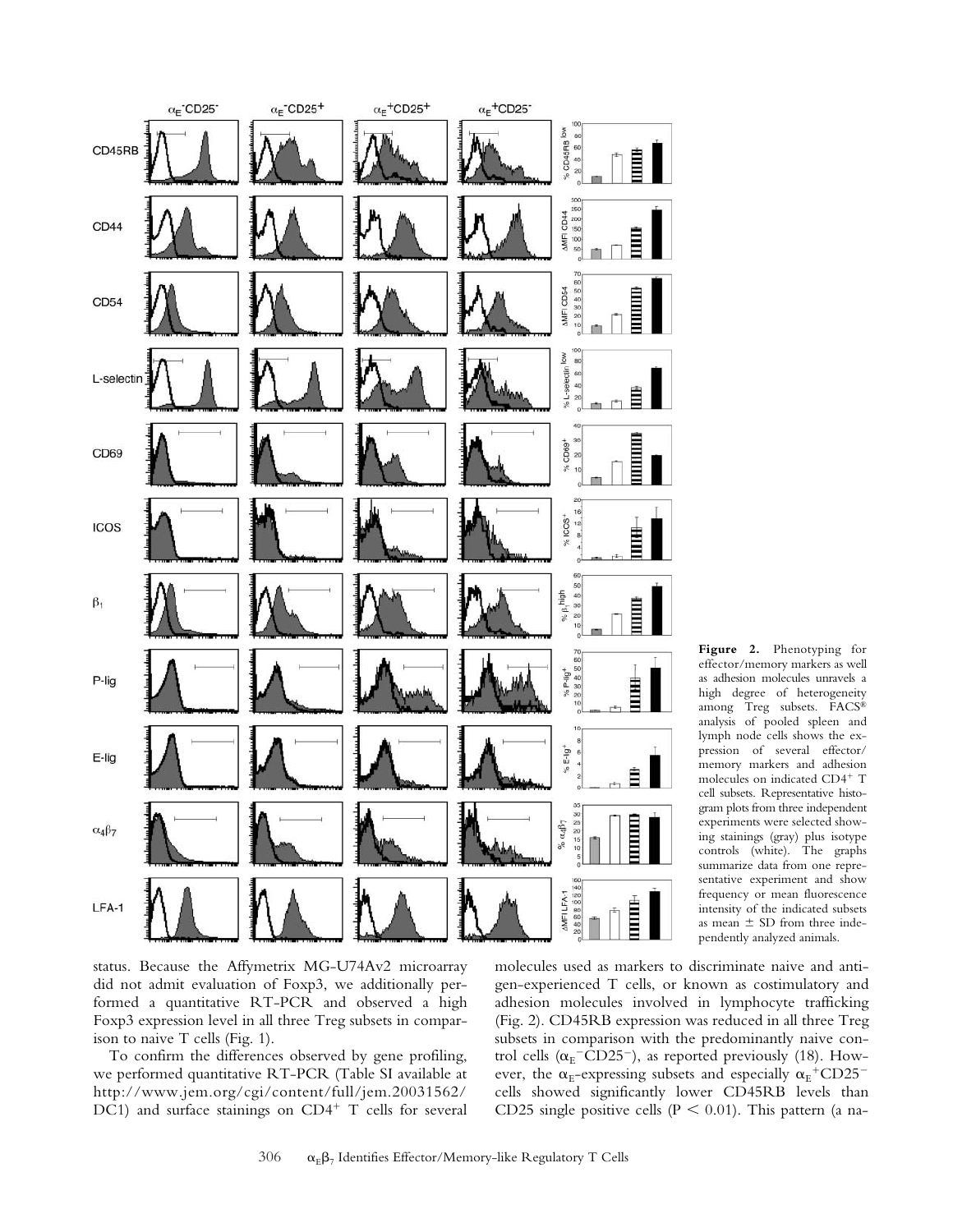**Figure 2.** Phenotyping for effector/memory markers as well as adhesion molecules unravels a high degree of heterogeneity among Treg subsets. FACS® analysis of pooled spleen and lymph node cells shows the expression of several effector/memory markers and adhesion molecules on indicated CD4+ T cell subsets. Representative histogram plots from three independent experiments were selected showing stainings (gray) plus isotype controls (white). The graphs summarize data from one representative experiment and show frequency or mean fluorescence intensity of the indicated subsets as mean ± SD from three independently analyzed animals.

status. Because the Affymetrix MG-U74Av2 microarray did not admit evaluation of Foxp3, we additionally performed a quantitative RT-PCR and observed a high Foxp3 expression level in all three Treg subsets in comparison to naive T cells (Fig. 1).

To confirm the differences observed by gene profiling, we performed quantitative RT-PCR (Table SI available at http://www.jem.org/cgi/content/full/jem.20031562/DC1) and surface stainings on $CD4^+$ T cells for several molecules used as markers to discriminate naive and antigen-experienced T cells, or known as costimulatory and adhesion molecules involved in lymphocyte trafficking (Fig. 2). CD45RB expression was reduced in all three Treg subsets in comparison with the predominantly naive control cells ($\alpha_E^-CD25^-$), as reported previously (18). However, the $\alpha_E$-expressing subsets and especially $\alpha_E^+CD25^-$ cells showed significantly lower CD45RB levels than CD25 single positive cells ($P < 0.01$). This pattern (a na-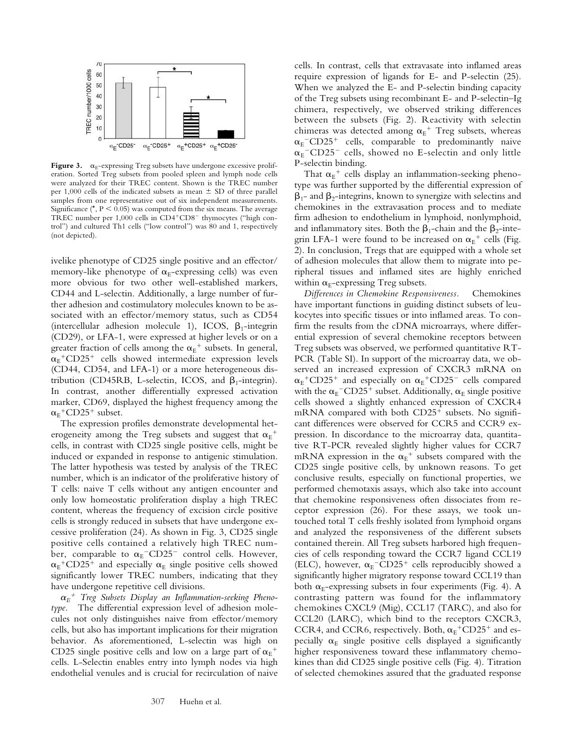**Figure 3.** $\alpha_E$-expressing Treg subsets have undergone excessive proliferation. Sorted Treg subsets from pooled spleen and lymph node cells were analyzed for their TREC content. Shown is the TREC number per 1,000 cells of the indicated subsets as mean ± SD of three parallel samples from one representative out of six independent measurements. Significance (*, $P < 0.05$) was computed from the six means. The average TREC number per 1,000 cells in CD4$^+$CD8$^-$ thymocytes ("high control") and cultured Th1 cells ("low control") was 80 and 1, respectively (not depicted).

ivelike phenotype of CD25 single positive and an effector/memory-like phenotype of $\alpha_E$-expressing cells) was even more obvious for two other well-established markers, CD44 and L-selectin. Additionally, a large number of further adhesion and costimulatory molecules known to be associated with an effector/memory status, such as CD54 (intercellular adhesion molecule 1), ICOS, $\beta_1$-integrin (CD29), or LFA-1, were expressed at higher levels or on a greater fraction of cells among the $\alpha_E^+$ subsets. In general, $\alpha_E^+$CD25$^+$ cells showed intermediate expression levels (CD44, CD54, and LFA-1) or a more heterogeneous distribution (CD45RB, L-selectin, ICOS, and $\beta_1$-integrin). In contrast, another differentially expressed activation marker, CD69, displayed the highest frequency among the $\alpha_E^+$CD25$^+$ subset.

The expression profiles demonstrate developmental heterogeneity among the Treg subsets and suggest that $\alpha_E^+$ cells, in contrast with CD25 single positive cells, might be induced or expanded in response to antigenic stimulation. The latter hypothesis was tested by analysis of the TREC number, which is an indicator of the proliferative history of T cells: naive T cells without any antigen encounter and only low homeostatic proliferation display a high TREC content, whereas the frequency of excision circle positive cells is strongly reduced in subsets that have undergone excessive proliferation (24). As shown in Fig. 3, CD25 single positive cells contained a relatively high TREC number, comparable to $\alpha_E^-$CD25$^-$ control cells. However, $\alpha_E^+$CD25$^+$ and especially $\alpha_E$ single positive cells showed significantly lower TREC numbers, indicating that they have undergone repetitive cell divisions.

*$\alpha_E^+$ Treg Subsets Display an Inflammation-seeking Phenotype.* The differential expression level of adhesion molecules not only distinguishes naive from effector/memory cells, but also has important implications for their migration behavior. As aforementioned, L-selectin was high on CD25 single positive cells and low on a large part of $\alpha_E^+$ cells. L-Selectin enables entry into lymph nodes via high endothelial venules and is crucial for recirculation of naive cells. In contrast, cells that extravasate into inflamed areas require expression of ligands for E- and P-selectin (25). When we analyzed the E- and P-selectin binding capacity of the Treg subsets using recombinant E- and P-selectin–Ig chimera, respectively, we observed striking differences between the subsets (Fig. 2). Reactivity with selectin chimeras was detected among $\alpha_E^+$ Treg subsets, whereas $\alpha_E^-$CD25$^+$ cells, comparable to predominantly naive $\alpha_E^-$CD25$^-$ cells, showed no E-selectin and only little P-selectin binding.

That $\alpha_E^+$ cells display an inflammation-seeking phenotype was further supported by the differential expression of $\beta_1$- and $\beta_2$-integrins, known to synergize with selectins and chemokines in the extravasation process and to mediate firm adhesion to endothelium in lymphoid, nonlymphoid, and inflammatory sites. Both the $\beta_1$-chain and the $\beta_2$-integrin LFA-1 were found to be increased on $\alpha_E^+$ cells (Fig. 2). In conclusion, Tregs that are equipped with a whole set of adhesion molecules that allow them to migrate into peripheral tissues and inflamed sites are highly enriched within $\alpha_E$-expressing Treg subsets.

*Differences in Chemokine Responsiveness.* Chemokines have important functions in guiding distinct subsets of leukocytes into specific tissues or into inflamed areas. To confirm the results from the cDNA microarrays, where differential expression of several chemokine receptors between Treg subsets was observed, we performed quantitative RT-PCR (Table SI). In support of the microarray data, we observed an increased expression of CXCR3 mRNA on $\alpha_E^+$CD25$^+$ and especially on $\alpha_E^+$CD25$^-$ cells compared with the $\alpha_E^-$CD25$^+$ subset. Additionally, $\alpha_E$ single positive cells showed a slightly enhanced expression of CXCR4 mRNA compared with both CD25$^+$ subsets. No significant differences were observed for CCR5 and CCR9 expression. In discordance to the microarray data, quantitative RT-PCR revealed slightly higher values for CCR7 mRNA expression in the $\alpha_E^+$ subsets compared with the CD25 single positive cells, by unknown reasons. To get conclusive results, especially on functional properties, we performed chemotaxis assays, which also take into account that chemokine responsiveness often dissociates from receptor expression (26). For these assays, we took untouched total T cells freshly isolated from lymphoid organs and analyzed the responsiveness of the different subsets contained therein. All Treg subsets harbored high frequencies of cells responding toward the CCR7 ligand CCL19 (ELC), however, $\alpha_E^-$CD25$^+$ cells reproducibly showed a significantly higher migratory response toward CCL19 than both $\alpha_E$-expressing subsets in four experiments (Fig. 4). A contrasting pattern was found for the inflammatory chemokines CXCL9 (Mig), CCL17 (TARC), and also for CCL20 (LARC), which bind to the receptors CXCR3, CCR4, and CCR6, respectively. Both, $\alpha_E^+$CD25$^+$ and especially $\alpha_E$ single positive cells displayed a significantly higher responsiveness toward these inflammatory chemokines than did CD25 single positive cells (Fig. 4). Titration of selected chemokines assured that the graduated response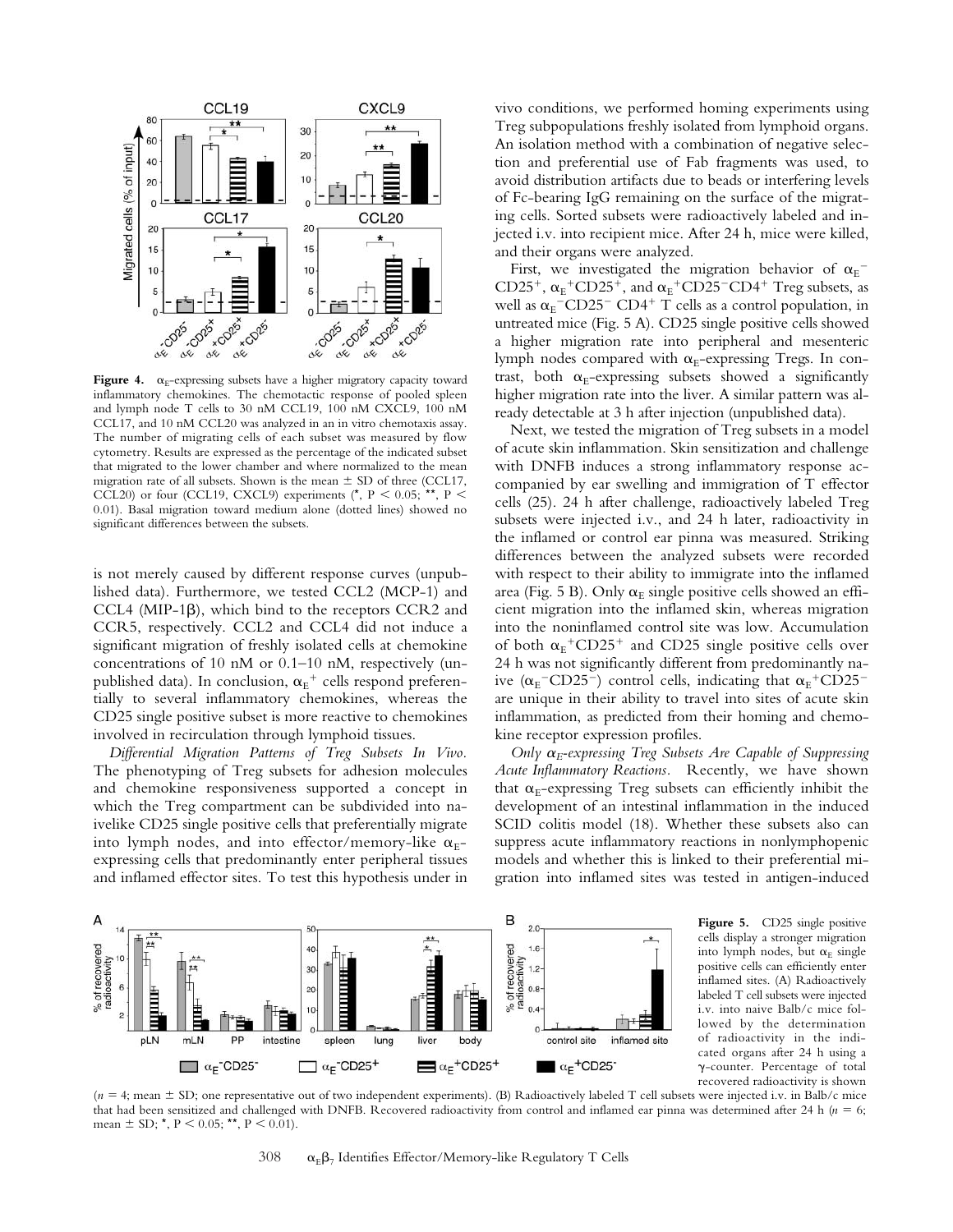**Figure 4.** $\alpha_E$-expressing subsets have a higher migratory capacity toward inflammatory chemokines. The chemotactic response of pooled spleen and lymph node T cells to 30 nM CCL19, 100 nM CXCL9, 100 nM CCL17, and 10 nM CCL20 was analyzed in an in vitro chemotaxis assay. The number of migrating cells of each subset was measured by flow cytometry. Results are expressed as the percentage of the indicated subset that migrated to the lower chamber and where normalized to the mean migration rate of all subsets. Shown is the mean ± SD of three (CCL17, CCL20) or four (CCL19, CXCL9) experiments (*, $P < 0.05$; **, $P < 0.01$). Basal migration toward medium alone (dotted lines) showed no significant differences between the subsets.

is not merely caused by different response curves (unpublished data). Furthermore, we tested CCL2 (MCP-1) and CCL4 (MIP-1β), which bind to the receptors CCR2 and CCR5, respectively. CCL2 and CCL4 did not induce a significant migration of freshly isolated cells at chemokine concentrations of 10 nM or 0.1–10 nM, respectively (unpublished data). In conclusion, $\alpha_E^+$ cells respond preferentially to several inflammatory chemokines, whereas the CD25 single positive subset is more reactive to chemokines involved in recirculation through lymphoid tissues.

*Differential Migration Patterns of Treg Subsets In Vivo.* The phenotyping of Treg subsets for adhesion molecules and chemokine responsiveness supported a concept in which the Treg compartment can be subdivided into naivelike CD25 single positive cells that preferentially migrate into lymph nodes, and into effector/memory-like $\alpha_E$-expressing cells that predominantly enter peripheral tissues and inflamed effector sites. To test this hypothesis under in vivo conditions, we performed homing experiments using Treg subpopulations freshly isolated from lymphoid organs. An isolation method with a combination of negative selection and preferential use of Fab fragments was used, to avoid distribution artifacts due to beads or interfering levels of Fc-bearing IgG remaining on the surface of the migrating cells. Sorted subsets were radioactively labeled and injected i.v. into recipient mice. After 24 h, mice were killed, and their organs were analyzed.

First, we investigated the migration behavior of $\alpha_E^-$CD25$^+$, $\alpha_E^+$CD25$^+$, and $\alpha_E^+$CD25$^-$CD4$^+$ Treg subsets, as well as $\alpha_E^-$CD25$^-$ CD4$^+$ T cells as a control population, in untreated mice (Fig. 5 A). CD25 single positive cells showed a higher migration rate into peripheral and mesenteric lymph nodes compared with $\alpha_E$-expressing Tregs. In contrast, both $\alpha_E$-expressing subsets showed a significantly higher migration rate into the liver. A similar pattern was already detectable at 3 h after injection (unpublished data).

Next, we tested the migration of Treg subsets in a model of acute skin inflammation. Skin sensitization and challenge with DNFB induces a strong inflammatory response accompanied by ear swelling and immigration of T effector cells (25). 24 h after challenge, radioactively labeled Treg subsets were injected i.v., and 24 h later, radioactivity in the inflamed or control ear pinna was measured. Striking differences between the analyzed subsets were recorded with respect to their ability to immigrate into the inflamed area (Fig. 5 B). Only $\alpha_E$ single positive cells showed an efficient migration into the inflamed skin, whereas migration into the noninflamed control site was low. Accumulation of both $\alpha_E^+$CD25$^+$ and CD25 single positive cells over 24 h was not significantly different from predominantly naive ($\alpha_E^-$CD25$^-$) control cells, indicating that $\alpha_E^+$CD25$^-$ are unique in their ability to travel into sites of acute skin inflammation, as predicted from their homing and chemokine receptor expression profiles.

*Only $\alpha_E$-expressing Treg Subsets Are Capable of Suppressing Acute Inflammatory Reactions.* Recently, we have shown that $\alpha_E$-expressing Treg subsets can efficiently inhibit the development of an intestinal inflammation in the induced SCID colitis model (18). Whether these subsets also can suppress acute inflammatory reactions in nonlymphopenic models and whether this is linked to their preferential migration into inflamed sites was tested in antigen-induced

**Figure 5.** CD25 single positive cells display a stronger migration into lymph nodes, but $\alpha_E$ single positive cells can efficiently enter inflamed sites. (A) Radioactively labeled T cell subsets were injected i.v. into naive Balb/c mice followed by the determination of radioactivity in the indicated organs after 24 h using a γ-counter. Percentage of total recovered radioactivity is shown ($n = 4$; mean ± SD; one representative out of two independent experiments). (B) Radioactively labeled T cell subsets were injected i.v. in Balb/c mice that had been sensitized and challenged with DNFB. Recovered radioactivity from control and inflamed ear pinna was determined after 24 h ($n = 6$; mean ± SD; *, $P < 0.05$; **, $P < 0.01$).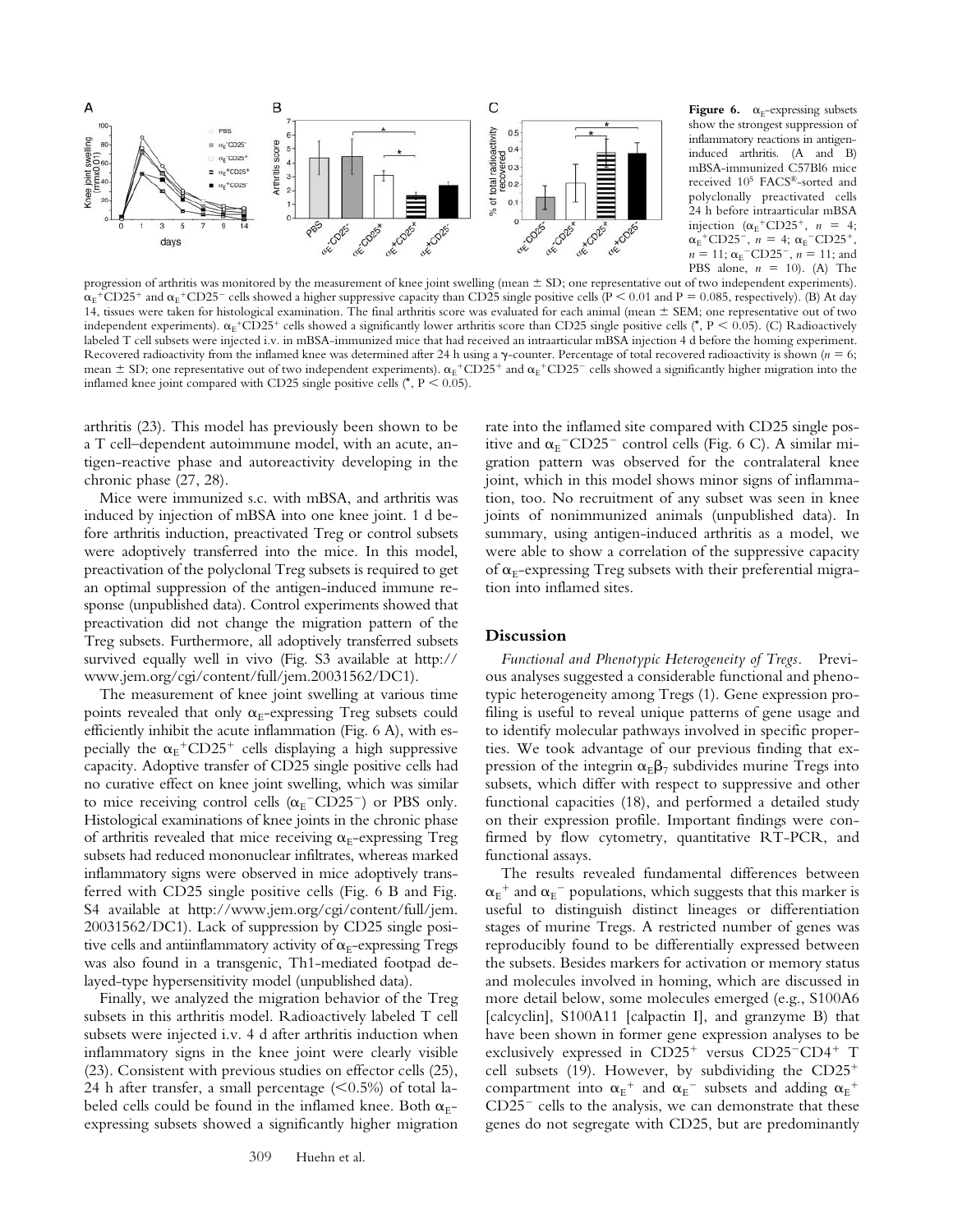**Figure 6.** $\alpha_E$-expressing subsets show the strongest suppression of inflammatory reactions in antigen-induced arthritis. (A and B) mBSA-immunized C57Bl6 mice received $10^5$ FACS®-sorted and polyclonally preactivated cells 24 h before intraarticular mBSA injection ($\alpha_E^+CD25^+$, $n = 4$; $\alpha_E^+CD25^-$, $n = 4$; $\alpha_E^-CD25^+$, $n = 11$; $\alpha_E^-CD25^-$, $n = 11$; and PBS alone, $n = 10$). (A) The progression of arthritis was monitored by the measurement of knee joint swelling (mean ± SD; one representative out of two independent experiments). $\alpha_E^+CD25^+$ and $\alpha_E^+CD25^-$ cells showed a higher suppressive capacity than CD25 single positive cells ($P < 0.01$ and $P = 0.085$, respectively). (B) At day 14, tissues were taken for histological examination. The final arthritis score was evaluated for each animal (mean ± SEM; one representative out of two independent experiments). $\alpha_E^+CD25^+$ cells showed a significantly lower arthritis score than CD25 single positive cells (*, $P < 0.05$). (C) Radioactively labeled T cell subsets were injected i.v. in mBSA-immunized mice that had received an intraarticular mBSA injection 4 d before the homing experiment. Recovered radioactivity from the inflamed knee was determined after 24 h using a γ-counter. Percentage of total recovered radioactivity is shown ($n = 6$; mean ± SD; one representative out of two independent experiments). $\alpha_E^+CD25^+$ and $\alpha_E^+CD25^-$ cells showed a significantly higher migration into the inflamed knee joint compared with CD25 single positive cells (*, $P < 0.05$).

arthritis (23). This model has previously been shown to be a T cell–dependent autoimmune model, with an acute, antigen-reactive phase and autoreactivity developing in the chronic phase (27, 28).

Mice were immunized s.c. with mBSA, and arthritis was induced by injection of mBSA into one knee joint. 1 d before arthritis induction, preactivated Treg or control subsets were adoptively transferred into the mice. In this model, preactivation of the polyclonal Treg subsets is required to get an optimal suppression of the antigen-induced immune response (unpublished data). Control experiments showed that preactivation did not change the migration pattern of the Treg subsets. Furthermore, all adoptively transferred subsets survived equally well in vivo (Fig. S3 available at http://www.jem.org/cgi/content/full/jem.20031562/DC1).

The measurement of knee joint swelling at various time points revealed that only $\alpha_E$-expressing Treg subsets could efficiently inhibit the acute inflammation (Fig. 6 A), with especially the $\alpha_E^+CD25^+$ cells displaying a high suppressive capacity. Adoptive transfer of CD25 single positive cells had no curative effect on knee joint swelling, which was similar to mice receiving control cells ($\alpha_E^-CD25^-$) or PBS only. Histological examinations of knee joints in the chronic phase of arthritis revealed that mice receiving $\alpha_E$-expressing Treg subsets had reduced mononuclear infiltrates, whereas marked inflammatory signs were observed in mice adoptively transferred with CD25 single positive cells (Fig. 6 B and Fig. S4 available at http://www.jem.org/cgi/content/full/jem.20031562/DC1). Lack of suppression by CD25 single positive cells and antiinflammatory activity of $\alpha_E$-expressing Tregs was also found in a transgenic, Th1-mediated footpad delayed-type hypersensitivity model (unpublished data).

Finally, we analyzed the migration behavior of the Treg subsets in this arthritis model. Radioactively labeled T cell subsets were injected i.v. 4 d after arthritis induction when inflammatory signs in the knee joint were clearly visible (23). Consistent with previous studies on effector cells (25), 24 h after transfer, a small percentage (<0.5%) of total labeled cells could be found in the inflamed knee. Both $\alpha_E$-expressing subsets showed a significantly higher migration rate into the inflamed site compared with CD25 single positive and $\alpha_E^-CD25^-$ control cells (Fig. 6 C). A similar migration pattern was observed for the contralateral knee joint, which in this model shows minor signs of inflammation, too. No recruitment of any subset was seen in knee joints of nonimmunized animals (unpublished data). In summary, using antigen-induced arthritis as a model, we were able to show a correlation of the suppressive capacity of $\alpha_E$-expressing Treg subsets with their preferential migration into inflamed sites.

## Discussion

*Functional and Phenotypic Heterogeneity of Tregs.* Previous analyses suggested a considerable functional and phenotypic heterogeneity among Tregs (1). Gene expression profiling is useful to reveal unique patterns of gene usage and to identify molecular pathways involved in specific properties. We took advantage of our previous finding that expression of the integrin $\alpha_E\beta_7$ subdivides murine Tregs into subsets, which differ with respect to suppressive and other functional capacities (18), and performed a detailed study on their expression profile. Important findings were confirmed by flow cytometry, quantitative RT-PCR, and functional assays.

The results revealed fundamental differences between $\alpha_E^+$ and $\alpha_E^-$ populations, which suggests that this marker is useful to distinguish distinct lineages or differentiation stages of murine Tregs. A restricted number of genes was reproducibly found to be differentially expressed between the subsets. Besides markers for activation or memory status and molecules involved in homing, which are discussed in more detail below, some molecules emerged (e.g., S100A6 [calcyclin], S100A11 [calpactin I], and granzyme B) that have been shown in former gene expression analyses to be exclusively expressed in $CD25^+$ versus $CD25^-CD4^+$ T cell subsets (19). However, by subdividing the $CD25^+$ compartment into $\alpha_E^+$ and $\alpha_E^-$ subsets and adding $\alpha_E^+$ $CD25^-$ cells to the analysis, we can demonstrate that these genes do not segregate with CD25, but are predominantly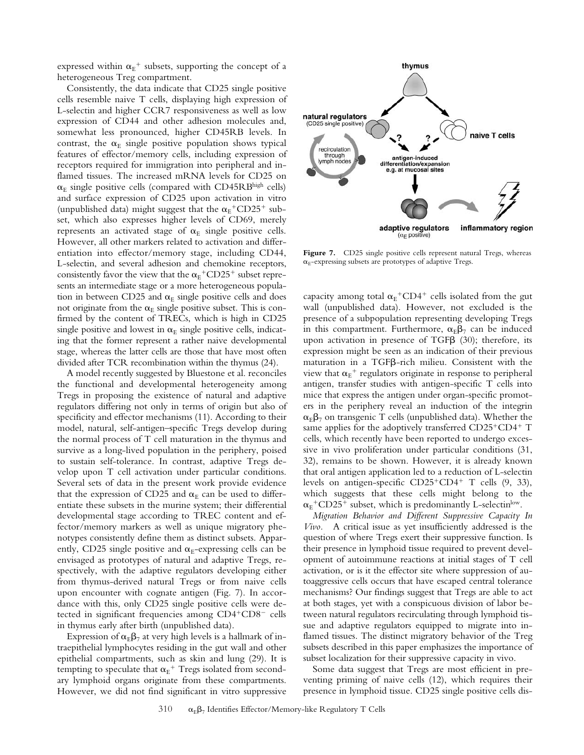expressed within $\alpha_E^+$ subsets, supporting the concept of a heterogeneous Treg compartment.

Consistently, the data indicate that CD25 single positive cells resemble naive T cells, displaying high expression of L-selectin and higher CCR7 responsiveness as well as low expression of CD44 and other adhesion molecules and, somewhat less pronounced, higher CD45RB levels. In contrast, the $\alpha_E$ single positive population shows typical features of effector/memory cells, including expression of receptors required for immigration into peripheral and inflamed tissues. The increased mRNA levels for CD25 on $\alpha_E$ single positive cells (compared with CD45RB$^{high}$ cells) and surface expression of CD25 upon activation in vitro (unpublished data) might suggest that the $\alpha_E^+CD25^+$ subset, which also expresses higher levels of CD69, merely represents an activated stage of $\alpha_E$ single positive cells. However, all other markers related to activation and differentiation into effector/memory stage, including CD44, L-selectin, and several adhesion and chemokine receptors, consistently favor the view that the $\alpha_E^+CD25^+$ subset represents an intermediate stage or a more heterogeneous population in between CD25 and $\alpha_E$ single positive cells and does not originate from the $\alpha_E$ single positive subset. This is confirmed by the content of TRECs, which is high in CD25 single positive and lowest in $\alpha_E$ single positive cells, indicating that the former represent a rather naive developmental stage, whereas the latter cells are those that have most often divided after TCR recombination within the thymus (24).

A model recently suggested by Bluestone et al. reconciles the functional and developmental heterogeneity among Tregs in proposing the existence of natural and adaptive regulators differing not only in terms of origin but also of specificity and effector mechanisms (11). According to their model, natural, self-antigen–specific Tregs develop during the normal process of T cell maturation in the thymus and survive as a long-lived population in the periphery, poised to sustain self-tolerance. In contrast, adaptive Tregs develop upon T cell activation under particular conditions. Several sets of data in the present work provide evidence that the expression of CD25 and $\alpha_E$ can be used to differentiate these subsets in the murine system; their differential developmental stage according to TREC content and effector/memory markers as well as unique migratory phenotypes consistently define them as distinct subsets. Apparently, CD25 single positive and $\alpha_E$-expressing cells can be envisaged as prototypes of natural and adaptive Tregs, respectively, with the adaptive regulators developing either from thymus-derived natural Tregs or from naive cells upon encounter with cognate antigen (Fig. 7). In accordance with this, only CD25 single positive cells were detected in significant frequencies among $CD4^+CD8^-$ cells in thymus early after birth (unpublished data).

Expression of $\alpha_E\beta_7$ at very high levels is a hallmark of intraepithelial lymphocytes residing in the gut wall and other epithelial compartments, such as skin and lung (29). It is tempting to speculate that $\alpha_E^+$ Tregs isolated from secondary lymphoid organs originate from these compartments. However, we did not find significant in vitro suppressive capacity among total $\alpha_E^+CD4^+$ cells isolated from the gut wall (unpublished data). However, not excluded is the presence of a subpopulation representing developing Tregs in this compartment. Furthermore, $\alpha_E\beta_7$ can be induced upon activation in presence of TGFβ (30); therefore, its expression might be seen as an indication of their previous maturation in a TGFβ-rich milieu. Consistent with the view that $\alpha_E^+$ regulators originate in response to peripheral antigen, transfer studies with antigen-specific T cells into mice that express the antigen under organ-specific promoters in the periphery reveal an induction of the integrin $\alpha_E\beta_7$ on transgenic T cells (unpublished data). Whether the same applies for the adoptively transferred $CD25^+CD4^+$ T cells, which recently have been reported to undergo excessive in vivo proliferation under particular conditions (31, 32), remains to be shown. However, it is already known that oral antigen application led to a reduction of L-selectin levels on antigen-specific $CD25^+CD4^+$ T cells (9, 33), which suggests that these cells might belong to the $\alpha_E^+CD25^+$ subset, which is predominantly L-selectin$^{low}$.

Figure 7. CD25 single positive cells represent natural Tregs, whereas $\alpha_E$-expressing subsets are prototypes of adaptive Tregs.

*Migration Behavior and Different Suppressive Capacity In Vivo.* A critical issue as yet insufficiently addressed is the question of where Tregs exert their suppressive function. Is their presence in lymphoid tissue required to prevent development of autoimmune reactions at initial stages of T cell activation, or is it the effector site where suppression of autoaggressive cells occurs that have escaped central tolerance mechanisms? Our findings suggest that Tregs are able to act at both stages, yet with a conspicuous division of labor between natural regulators recirculating through lymphoid tissue and adaptive regulators equipped to migrate into inflamed tissues. The distinct migratory behavior of the Treg subsets described in this paper emphasizes the importance of subset localization for their suppressive capacity in vivo.

Some data suggest that Tregs are most efficient in preventing priming of naive cells (12), which requires their presence in lymphoid tissue. CD25 single positive cells dis-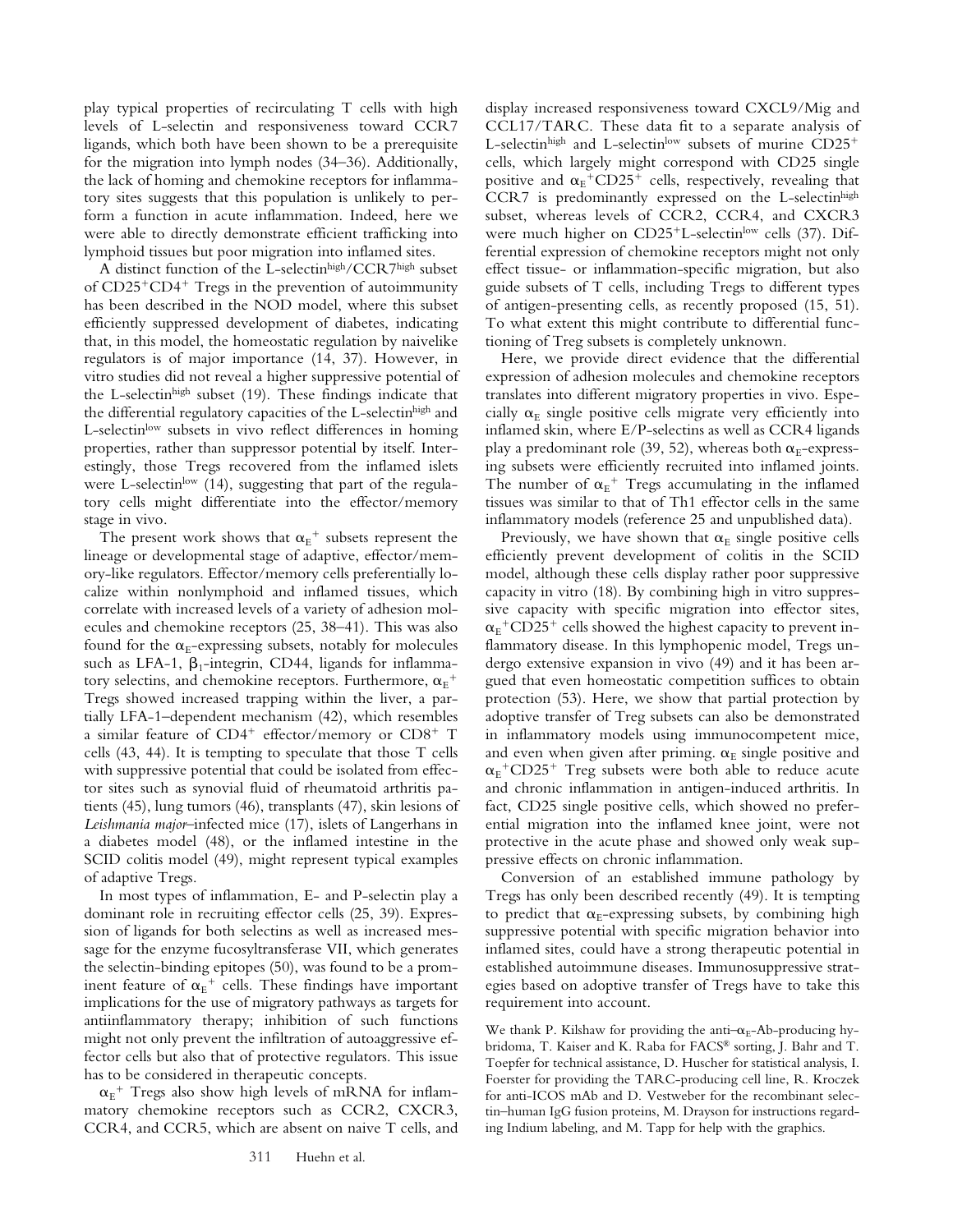play typical properties of recirculating T cells with high levels of L-selectin and responsiveness toward CCR7 ligands, which both have been shown to be a prerequisite for the migration into lymph nodes (34–36). Additionally, the lack of homing and chemokine receptors for inflammatory sites suggests that this population is unlikely to perform a function in acute inflammation. Indeed, here we were able to directly demonstrate efficient trafficking into lymphoid tissues but poor migration into inflamed sites.

A distinct function of the L-selectin$^{high}$/CCR7$^{high}$ subset of CD25$^+$CD4$^+$ Tregs in the prevention of autoimmunity has been described in the NOD model, where this subset efficiently suppressed development of diabetes, indicating that, in this model, the homeostatic regulation by naivelike regulators is of major importance (14, 37). However, in vitro studies did not reveal a higher suppressive potential of the L-selectin$^{high}$ subset (19). These findings indicate that the differential regulatory capacities of the L-selectin$^{high}$ and L-selectin$^{low}$ subsets in vivo reflect differences in homing properties, rather than suppressor potential by itself. Interestingly, those Tregs recovered from the inflamed islets were L-selectin$^{low}$ (14), suggesting that part of the regulatory cells might differentiate into the effector/memory stage in vivo.

The present work shows that $\alpha_E^+$ subsets represent the lineage or developmental stage of adaptive, effector/memory-like regulators. Effector/memory cells preferentially localize within nonlymphoid and inflamed tissues, which correlate with increased levels of a variety of adhesion molecules and chemokine receptors (25, 38–41). This was also found for the $\alpha_E$-expressing subsets, notably for molecules such as LFA-1, $\beta_1$-integrin, CD44, ligands for inflammatory selectins, and chemokine receptors. Furthermore, $\alpha_E^+$ Tregs showed increased trapping within the liver, a partially LFA-1–dependent mechanism (42), which resembles a similar feature of CD4$^+$ effector/memory or CD8$^+$ T cells (43, 44). It is tempting to speculate that those T cells with suppressive potential that could be isolated from effector sites such as synovial fluid of rheumatoid arthritis patients (45), lung tumors (46), transplants (47), skin lesions of *Leishmania major*–infected mice (17), islets of Langerhans in a diabetes model (48), or the inflamed intestine in the SCID colitis model (49), might represent typical examples of adaptive Tregs.

In most types of inflammation, E- and P-selectin play a dominant role in recruiting effector cells (25, 39). Expression of ligands for both selectins as well as increased message for the enzyme fucosyltransferase VII, which generates the selectin-binding epitopes (50), was found to be a prominent feature of $\alpha_E^+$ cells. These findings have important implications for the use of migratory pathways as targets for antiinflammatory therapy; inhibition of such functions might not only prevent the infiltration of autoaggressive effector cells but also that of protective regulators. This issue has to be considered in therapeutic concepts.

$\alpha_E^+$ Tregs also show high levels of mRNA for inflammatory chemokine receptors such as CCR2, CXCR3, CCR4, and CCR5, which are absent on naive T cells, and display increased responsiveness toward CXCL9/Mig and CCL17/TARC. These data fit to a separate analysis of L-selectin$^{high}$ and L-selectin$^{low}$ subsets of murine CD25$^+$ cells, which largely might correspond with CD25 single positive and $\alpha_E^+$CD25$^+$ cells, respectively, revealing that CCR7 is predominantly expressed on the L-selectin$^{high}$ subset, whereas levels of CCR2, CCR4, and CXCR3 were much higher on CD25$^+$L-selectin$^{low}$ cells (37). Differential expression of chemokine receptors might not only effect tissue- or inflammation-specific migration, but also guide subsets of T cells, including Tregs to different types of antigen-presenting cells, as recently proposed (15, 51). To what extent this might contribute to differential functioning of Treg subsets is completely unknown.

Here, we provide direct evidence that the differential expression of adhesion molecules and chemokine receptors translates into different migratory properties in vivo. Especially $\alpha_E$ single positive cells migrate very efficiently into inflamed skin, where E/P-selectins as well as CCR4 ligands play a predominant role (39, 52), whereas both $\alpha_E$-expressing subsets were efficiently recruited into inflamed joints. The number of $\alpha_E^+$ Tregs accumulating in the inflamed tissues was similar to that of Th1 effector cells in the same inflammatory models (reference 25 and unpublished data).

Previously, we have shown that $\alpha_E$ single positive cells efficiently prevent development of colitis in the SCID model, although these cells display rather poor suppressive capacity in vitro (18). By combining high in vitro suppressive capacity with specific migration into effector sites, $\alpha_E^+$CD25$^+$ cells showed the highest capacity to prevent inflammatory disease. In this lymphopenic model, Tregs undergo extensive expansion in vivo (49) and it has been argued that even homeostatic competition suffices to obtain protection (53). Here, we show that partial protection by adoptive transfer of Treg subsets can also be demonstrated in inflammatory models using immunocompetent mice, and even when given after priming. $\alpha_E$ single positive and $\alpha_E^+$CD25$^+$ Treg subsets were both able to reduce acute and chronic inflammation in antigen-induced arthritis. In fact, CD25 single positive cells, which showed no preferential migration into the inflamed knee joint, were not protective in the acute phase and showed only weak suppressive effects on chronic inflammation.

Conversion of an established immune pathology by Tregs has only been described recently (49). It is tempting to predict that $\alpha_E$-expressing subsets, by combining high suppressive potential with specific migration behavior into inflamed sites, could have a strong therapeutic potential in established autoimmune diseases. Immunosuppressive strategies based on adoptive transfer of Tregs have to take this requirement into account.

We thank P. Kilshaw for providing the anti–$\alpha_E$-Ab-producing hybridoma, T. Kaiser and K. Raba for FACS® sorting, J. Bahr and T. Toepfer for technical assistance, D. Huscher for statistical analysis, I. Foerster for providing the TARC-producing cell line, R. Kroczek for anti-ICOS mAb and D. Vestweber for the recombinant selectin–human IgG fusion proteins, M. Drayson for instructions regarding Indium labeling, and M. Tapp for help with the graphics.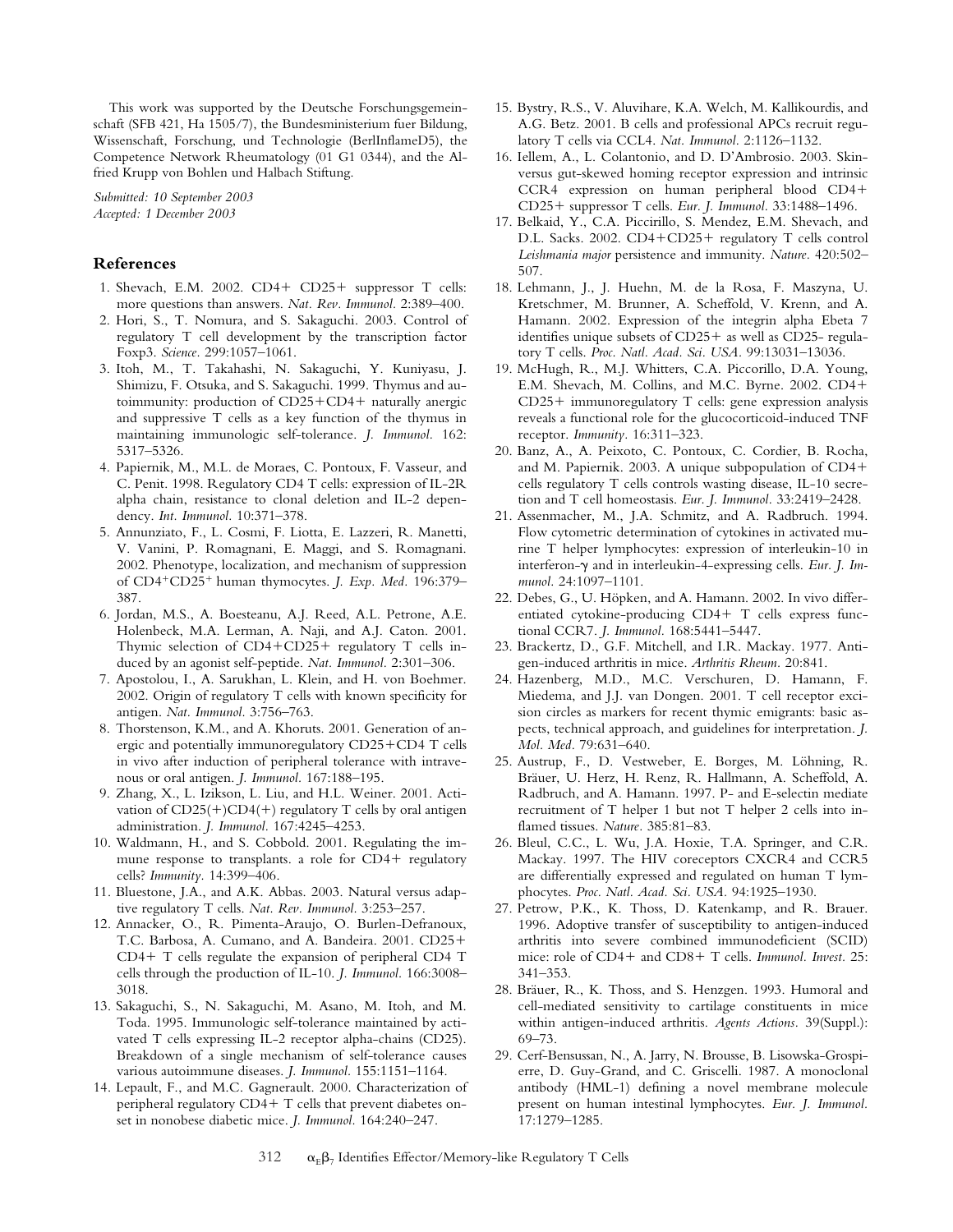This work was supported by the Deutsche Forschungsgemeinschaft (SFB 421, Ha 1505/7), the Bundesministerium fuer Bildung, Wissenschaft, Forschung, und Technologie (BerlInflameD5), the Competence Network Rheumatology (01 G1 0344), and the Alfried Krupp von Bohlen und Halbach Stiftung.

*Submitted: 10 September 2003*
*Accepted: 1 December 2003*

## References

1. Shevach, E.M. 2002. CD4+ CD25+ suppressor T cells: more questions than answers. *Nat. Rev. Immunol.* 2:389–400.
2. Hori, S., T. Nomura, and S. Sakaguchi. 2003. Control of regulatory T cell development by the transcription factor Foxp3. *Science.* 299:1057–1061.
3. Itoh, M., T. Takahashi, N. Sakaguchi, Y. Kuniyasu, J. Shimizu, F. Otsuka, and S. Sakaguchi. 1999. Thymus and autoimmunity: production of CD25+CD4+ naturally anergic and suppressive T cells as a key function of the thymus in maintaining immunologic self-tolerance. *J. Immunol.* 162: 5317–5326.
4. Papiernik, M., M.L. de Moraes, C. Pontoux, F. Vasseur, and C. Penit. 1998. Regulatory CD4 T cells: expression of IL-2R alpha chain, resistance to clonal deletion and IL-2 dependency. *Int. Immunol.* 10:371–378.
5. Annunziato, F., L. Cosmi, F. Liotta, E. Lazzeri, R. Manetti, V. Vanini, P. Romagnani, E. Maggi, and S. Romagnani. 2002. Phenotype, localization, and mechanism of suppression of $CD4^{+}CD25^{+}$ human thymocytes. *J. Exp. Med.* 196:379–387.
6. Jordan, M.S., A. Boesteanu, A.J. Reed, A.L. Petrone, A.E. Holenbeck, M.A. Lerman, A. Naji, and A.J. Caton. 2001. Thymic selection of CD4+CD25+ regulatory T cells induced by an agonist self-peptide. *Nat. Immunol.* 2:301–306.
7. Apostolou, I., A. Sarukhan, L. Klein, and H. von Boehmer. 2002. Origin of regulatory T cells with known specificity for antigen. *Nat. Immunol.* 3:756–763.
8. Thorstenson, K.M., and A. Khoruts. 2001. Generation of anergic and potentially immunoregulatory CD25+CD4 T cells in vivo after induction of peripheral tolerance with intravenous or oral antigen. *J. Immunol.* 167:188–195.
9. Zhang, X., L. Izikson, L. Liu, and H.L. Weiner. 2001. Activation of CD25(+)CD4(+) regulatory T cells by oral antigen administration. *J. Immunol.* 167:4245–4253.
10. Waldmann, H., and S. Cobbold. 2001. Regulating the immune response to transplants. a role for CD4+ regulatory cells? *Immunity.* 14:399–406.
11. Bluestone, J.A., and A.K. Abbas. 2003. Natural versus adaptive regulatory T cells. *Nat. Rev. Immunol.* 3:253–257.
12. Annacker, O., R. Pimenta-Araujo, O. Burlen-Defranoux, T.C. Barbosa, A. Cumano, and A. Bandeira. 2001. CD25+ CD4+ T cells regulate the expansion of peripheral CD4 T cells through the production of IL-10. *J. Immunol.* 166:3008–3018.
13. Sakaguchi, S., N. Sakaguchi, M. Asano, M. Itoh, and M. Toda. 1995. Immunologic self-tolerance maintained by activated T cells expressing IL-2 receptor alpha-chains (CD25). Breakdown of a single mechanism of self-tolerance causes various autoimmune diseases. *J. Immunol.* 155:1151–1164.
14. Lepault, F., and M.C. Gagnerault. 2000. Characterization of peripheral regulatory CD4+ T cells that prevent diabetes onset in nonobese diabetic mice. *J. Immunol.* 164:240–247.
15. Bystry, R.S., V. Aluvihare, K.A. Welch, M. Kallikourdis, and A.G. Betz. 2001. B cells and professional APCs recruit regulatory T cells via CCL4. *Nat. Immunol.* 2:1126–1132.
16. Iellem, A., L. Colantonio, and D. D'Ambrosio. 2003. Skin-versus gut-skewed homing receptor expression and intrinsic CCR4 expression on human peripheral blood CD4+ CD25+ suppressor T cells. *Eur. J. Immunol.* 33:1488–1496.
17. Belkaid, Y., C.A. Piccirillo, S. Mendez, E.M. Shevach, and D.L. Sacks. 2002. CD4+CD25+ regulatory T cells control *Leishmania major* persistence and immunity. *Nature.* 420:502–507.
18. Lehmann, J., J. Huehn, M. de la Rosa, F. Maszyna, U. Kretschmer, M. Brunner, A. Scheffold, V. Krenn, and A. Hamann. 2002. Expression of the integrin alpha Ebeta 7 identifies unique subsets of CD25+ as well as CD25- regulatory T cells. *Proc. Natl. Acad. Sci. USA.* 99:13031–13036.
19. McHugh, R., M.J. Whitters, C.A. Piccorillo, D.A. Young, E.M. Shevach, M. Collins, and M.C. Byrne. 2002. CD4+ CD25+ immunoregulatory T cells: gene expression analysis reveals a functional role for the glucocorticoid-induced TNF receptor. *Immunity.* 16:311–323.
20. Banz, A., A. Peixoto, C. Pontoux, C. Cordier, B. Rocha, and M. Papiernik. 2003. A unique subpopulation of CD4+ cells regulatory T cells controls wasting disease, IL-10 secretion and T cell homeostasis. *Eur. J. Immunol.* 33:2419–2428.
21. Assenmacher, M., J.A. Schmitz, and A. Radbruch. 1994. Flow cytometric determination of cytokines in activated murine T helper lymphocytes: expression of interleukin-10 in interferon-γ and in interleukin-4-expressing cells. *Eur. J. Immunol.* 24:1097–1101.
22. Debes, G., U. Höpken, and A. Hamann. 2002. In vivo differentiated cytokine-producing CD4+ T cells express functional CCR7. *J. Immunol.* 168:5441–5447.
23. Brackertz, D., G.F. Mitchell, and I.R. Mackay. 1977. Antigen-induced arthritis in mice. *Arthritis Rheum.* 20:841.
24. Hazenberg, M.D., M.C. Verschuren, D. Hamann, F. Miedema, and J.J. van Dongen. 2001. T cell receptor excision circles as markers for recent thymic emigrants: basic aspects, technical approach, and guidelines for interpretation. *J. Mol. Med.* 79:631–640.
25. Austrup, F., D. Vestweber, E. Borges, M. Löhning, R. Bräuer, U. Herz, H. Renz, R. Hallmann, A. Scheffold, A. Radbruch, and A. Hamann. 1997. P- and E-selectin mediate recruitment of T helper 1 but not T helper 2 cells into inflamed tissues. *Nature.* 385:81–83.
26. Bleul, C.C., L. Wu, J.A. Hoxie, T.A. Springer, and C.R. Mackay. 1997. The HIV coreceptors CXCR4 and CCR5 are differentially expressed and regulated on human T lymphocytes. *Proc. Natl. Acad. Sci. USA.* 94:1925–1930.
27. Petrow, P.K., K. Thoss, D. Katenkamp, and R. Brauer. 1996. Adoptive transfer of susceptibility to antigen-induced arthritis into severe combined immunodeficient (SCID) mice: role of CD4+ and CD8+ T cells. *Immunol. Invest.* 25: 341–353.
28. Bräuer, R., K. Thoss, and S. Henzgen. 1993. Humoral and cell-mediated sensitivity to cartilage constituents in mice within antigen-induced arthritis. *Agents Actions.* 39(Suppl.): 69–73.
29. Cerf-Bensussan, N., A. Jarry, N. Brousse, B. Lisowska-Grospierre, D. Guy-Grand, and C. Griscelli. 1987. A monoclonal antibody (HML-1) defining a novel membrane molecule present on human intestinal lymphocytes. *Eur. J. Immunol.* 17:1279–1285.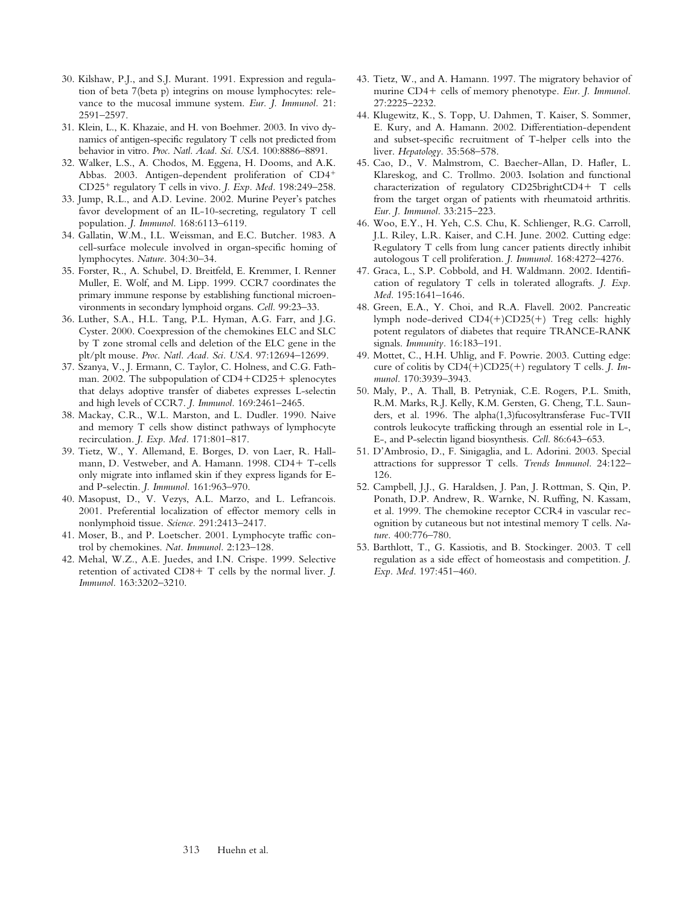30. Kilshaw, P.J., and S.J. Murant. 1991. Expression and regulation of beta 7(beta p) integrins on mouse lymphocytes: relevance to the mucosal immune system. *Eur. J. Immunol.* 21: 2591–2597.
31. Klein, L., K. Khazaie, and H. von Boehmer. 2003. In vivo dynamics of antigen-specific regulatory T cells not predicted from behavior in vitro. *Proc. Natl. Acad. Sci. USA.* 100:8886–8891.
32. Walker, L.S., A. Chodos, M. Eggena, H. Dooms, and A.K. Abbas. 2003. Antigen-dependent proliferation of $CD4^{+}$ $CD25^{+}$ regulatory T cells in vivo. *J. Exp. Med.* 198:249–258.
33. Jump, R.L., and A.D. Levine. 2002. Murine Peyer's patches favor development of an IL-10-secreting, regulatory T cell population. *J. Immunol.* 168:6113–6119.
34. Gallatin, W.M., I.L. Weissman, and E.C. Butcher. 1983. A cell-surface molecule involved in organ-specific homing of lymphocytes. *Nature.* 304:30–34.
35. Forster, R., A. Schubel, D. Breitfeld, E. Kremmer, I. Renner Muller, E. Wolf, and M. Lipp. 1999. CCR7 coordinates the primary immune response by establishing functional microenvironments in secondary lymphoid organs. *Cell.* 99:23–33.
36. Luther, S.A., H.L. Tang, P.L. Hyman, A.G. Farr, and J.G. Cyster. 2000. Coexpression of the chemokines ELC and SLC by T zone stromal cells and deletion of the ELC gene in the plt/plt mouse. *Proc. Natl. Acad. Sci. USA.* 97:12694–12699.
37. Szanya, V., J. Ermann, C. Taylor, C. Holness, and C.G. Fathman. 2002. The subpopulation of CD4+CD25+ splenocytes that delays adoptive transfer of diabetes expresses L-selectin and high levels of CCR7. *J. Immunol.* 169:2461–2465.
38. Mackay, C.R., W.L. Marston, and L. Dudler. 1990. Naive and memory T cells show distinct pathways of lymphocyte recirculation. *J. Exp. Med.* 171:801–817.
39. Tietz, W., Y. Allemand, E. Borges, D. von Laer, R. Hallmann, D. Vestweber, and A. Hamann. 1998. CD4+ T-cells only migrate into inflamed skin if they express ligands for E- and P-selectin. *J. Immunol.* 161:963–970.
40. Masopust, D., V. Vezys, A.L. Marzo, and L. Lefrancois. 2001. Preferential localization of effector memory cells in nonlymphoid tissue. *Science.* 291:2413–2417.
41. Moser, B., and P. Loetscher. 2001. Lymphocyte traffic control by chemokines. *Nat. Immunol.* 2:123–128.
42. Mehal, W.Z., A.E. Juedes, and I.N. Crispe. 1999. Selective retention of activated CD8+ T cells by the normal liver. *J. Immunol.* 163:3202–3210.
43. Tietz, W., and A. Hamann. 1997. The migratory behavior of murine CD4+ cells of memory phenotype. *Eur. J. Immunol.* 27:2225–2232.
44. Klugewitz, K., S. Topp, U. Dahmen, T. Kaiser, S. Sommer, E. Kury, and A. Hamann. 2002. Differentiation-dependent and subset-specific recruitment of T-helper cells into the liver. *Hepatology.* 35:568–578.
45. Cao, D., V. Malmstrom, C. Baecher-Allan, D. Hafler, L. Klareskog, and C. Trollmo. 2003. Isolation and functional characterization of regulatory CD25brightCD4+ T cells from the target organ of patients with rheumatoid arthritis. *Eur. J. Immunol.* 33:215–223.
46. Woo, E.Y., H. Yeh, C.S. Chu, K. Schlienger, R.G. Carroll, J.L. Riley, L.R. Kaiser, and C.H. June. 2002. Cutting edge: Regulatory T cells from lung cancer patients directly inhibit autologous T cell proliferation. *J. Immunol.* 168:4272–4276.
47. Graca, L., S.P. Cobbold, and H. Waldmann. 2002. Identification of regulatory T cells in tolerated allografts. *J. Exp. Med.* 195:1641–1646.
48. Green, E.A., Y. Choi, and R.A. Flavell. 2002. Pancreatic lymph node-derived CD4(+)CD25(+) Treg cells: highly potent regulators of diabetes that require TRANCE-RANK signals. *Immunity.* 16:183–191.
49. Mottet, C., H.H. Uhlig, and F. Powrie. 2003. Cutting edge: cure of colitis by CD4(+)CD25(+) regulatory T cells. *J. Immunol.* 170:3939–3943.
50. Maly, P., A. Thall, B. Petryniak, C.E. Rogers, P.L. Smith, R.M. Marks, R.J. Kelly, K.M. Gersten, G. Cheng, T.L. Saunders, et al. 1996. The alpha(1,3)fucosyltransferase Fuc-TVII controls leukocyte trafficking through an essential role in L-, E-, and P-selectin ligand biosynthesis. *Cell.* 86:643–653.
51. D'Ambrosio, D., F. Sinigaglia, and L. Adorini. 2003. Special attractions for suppressor T cells. *Trends Immunol.* 24:122–126.
52. Campbell, J.J., G. Haraldsen, J. Pan, J. Rottman, S. Qin, P. Ponath, D.P. Andrew, R. Warnke, N. Ruffing, N. Kassam, et al. 1999. The chemokine receptor CCR4 in vascular recognition by cutaneous but not intestinal memory T cells. *Nature.* 400:776–780.
53. Barthlott, T., G. Kassiotis, and B. Stockinger. 2003. T cell regulation as a side effect of homeostasis and competition. *J. Exp. Med.* 197:451–460.